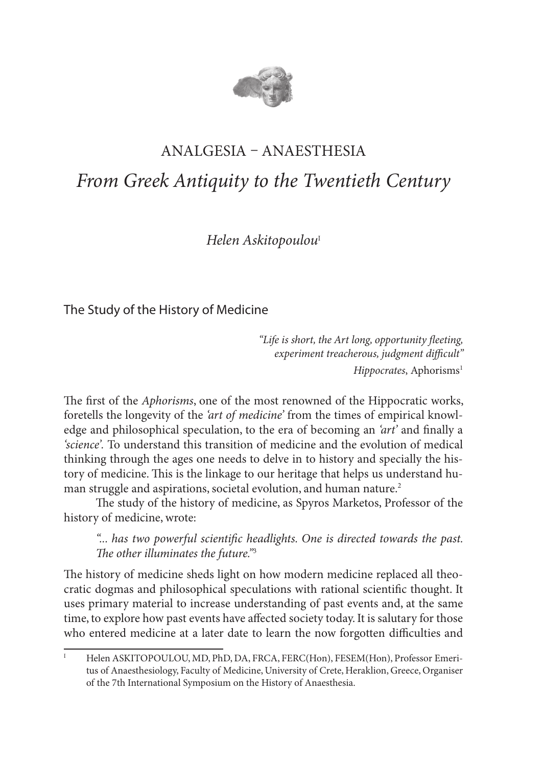# ANALGESIA – ANAESTHESIA

## *From Greek Antiquity to the Twentieth Century*

*Helen Askitopoulou*[I]

## The Study of the History of Medicine

> *"Life is short, the Art long, opportunity fleeting, experiment treacherous, judgment difficult"*
> *Hippocrates*, Aphorisms[1]

The first of the *Aphorisms*, one of the most renowned of the Hippocratic works, foretells the longevity of the *'art of medicine'* from the times of empirical knowledge and philosophical speculation, to the era of becoming an *'art'* and finally a *'science'.* To understand this transition of medicine and the evolution of medical thinking through the ages one needs to delve in to history and specially the history of medicine. This is the linkage to our heritage that helps us understand human struggle and aspirations, societal evolution, and human nature.[2]

The study of the history of medicine, as Spyros Marketos, Professor of the history of medicine, wrote:

> *"... has two powerful scientific headlights. One is directed towards the past. The other illuminates the future."*[3]

The history of medicine sheds light on how modern medicine replaced all theocratic dogmas and philosophical speculations with rational scientific thought. It uses primary material to increase understanding of past events and, at the same time, to explore how past events have affected society today. It is salutary for those who entered medicine at a later date to learn the now forgotten difficulties and

---

[I] Helen ASKITOPOULOU, MD, PhD, DA, FRCA, FERC(Hon), FESEM(Hon), Professor Emeritus of Anaesthesiology, Faculty of Medicine, University of Crete, Heraklion, Greece, Organiser of the 7th International Symposium on the History of Anaesthesia.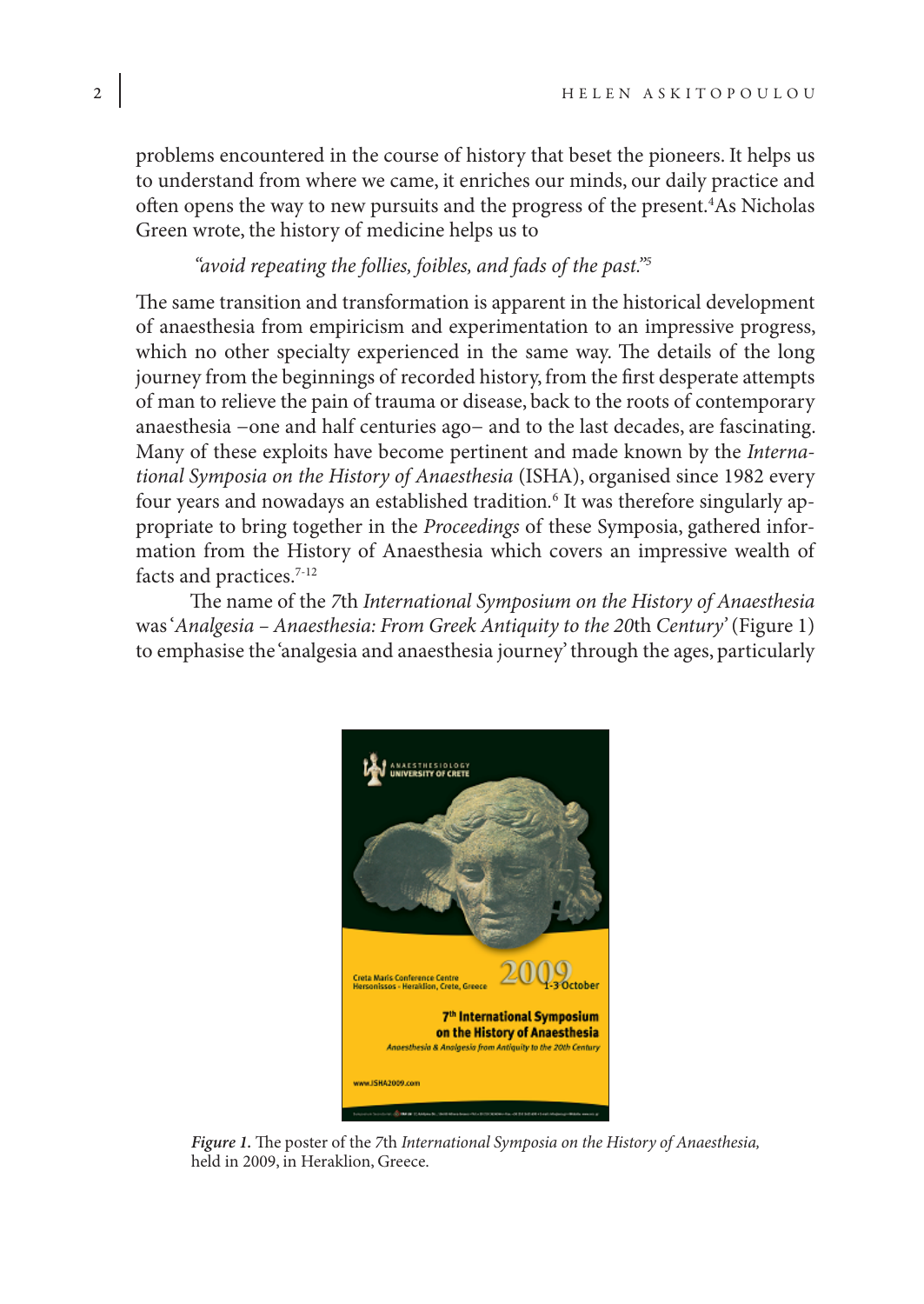problems encountered in the course of history that beset the pioneers. It helps us to understand from where we came, it enriches our minds, our daily practice and often opens the way to new pursuits and the progress of the present.[4] As Nicholas Green wrote, the history of medicine helps us to

*"avoid repeating the follies, foibles, and fads of the past."*[5]

The same transition and transformation is apparent in the historical development of anaesthesia from empiricism and experimentation to an impressive progress, which no other specialty experienced in the same way. The details of the long journey from the beginnings of recorded history, from the first desperate attempts of man to relieve the pain of trauma or disease, back to the roots of contemporary anaesthesia –one and half centuries ago– and to the last decades, are fascinating. Many of these exploits have become pertinent and made known by the *International Symposia on the History of Anaesthesia* (ISHA), organised since 1982 every four years and nowadays an established tradition.[6] It was therefore singularly appropriate to bring together in the *Proceedings* of these Symposia, gathered information from the History of Anaesthesia which covers an impressive wealth of facts and practices.[7-12]

The name of the 7th *International Symposium on the History of Anaesthesia* was '*Analgesia – Anaesthesia: From Greek Antiquity to the 20th Century*' (Figure 1) to emphasise the 'analgesia and anaesthesia journey' through the ages, particularly

***Figure 1.*** The poster of the 7th *International Symposia on the History of Anaesthesia,* held in 2009, in Heraklion, Greece.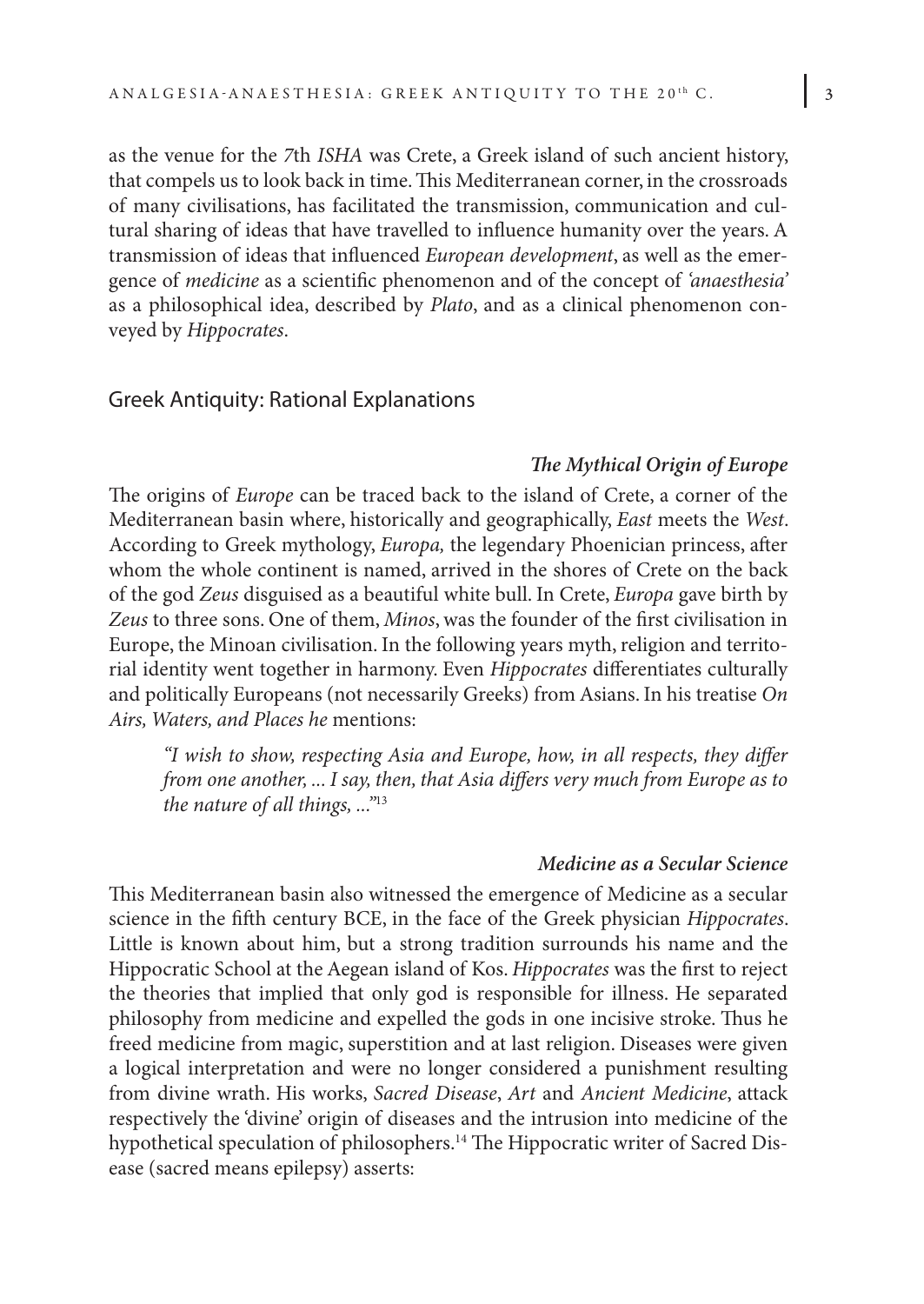as the venue for the 7th *ISHA* was Crete, a Greek island of such ancient history, that compels us to look back in time. This Mediterranean corner, in the crossroads of many civilisations, has facilitated the transmission, communication and cultural sharing of ideas that have travelled to influence humanity over the years. A transmission of ideas that influenced *European development*, as well as the emergence of *medicine* as a scientific phenomenon and of the concept of *'anaesthesia'* as a philosophical idea, described by *Plato*, and as a clinical phenomenon conveyed by *Hippocrates*.

## Greek Antiquity: Rational Explanations

### *The Mythical Origin of Europe*

The origins of *Europe* can be traced back to the island of Crete, a corner of the Mediterranean basin where, historically and geographically, *East* meets the *West*. According to Greek mythology, *Europa,* the legendary Phoenician princess, after whom the whole continent is named, arrived in the shores of Crete on the back of the god *Zeus* disguised as a beautiful white bull. In Crete, *Europa* gave birth by *Zeus* to three sons. One of them, *Minos*, was the founder of the first civilisation in Europe, the Minoan civilisation. In the following years myth, religion and territorial identity went together in harmony. Even *Hippocrates* differentiates culturally and politically Europeans (not necessarily Greeks) from Asians. In his treatise *On Airs, Waters, and Places he* mentions:

> *"I wish to show, respecting Asia and Europe, how, in all respects, they differ from one another, ... I say, then, that Asia differs very much from Europe as to the nature of all things, ..."*[13]

### *Medicine as a Secular Science*

This Mediterranean basin also witnessed the emergence of Medicine as a secular science in the fifth century BCE, in the face of the Greek physician *Hippocrates*. Little is known about him, but a strong tradition surrounds his name and the Hippocratic School at the Aegean island of Kos. *Hippocrates* was the first to reject the theories that implied that only god is responsible for illness. He separated philosophy from medicine and expelled the gods in one incisive stroke. Thus he freed medicine from magic, superstition and at last religion. Diseases were given a logical interpretation and were no longer considered a punishment resulting from divine wrath. His works, *Sacred Disease*, *Art* and *Ancient Medicine*, attack respectively the 'divine' origin of diseases and the intrusion into medicine of the hypothetical speculation of philosophers.[14] The Hippocratic writer of Sacred Disease (sacred means epilepsy) asserts: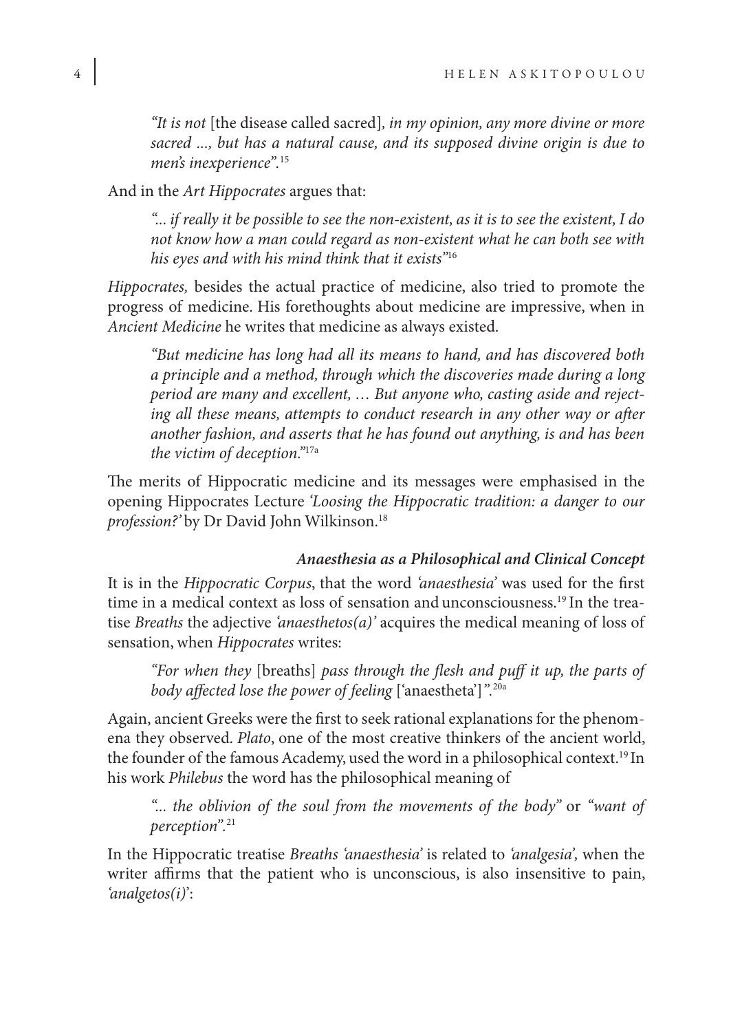> *"It is not* [the disease called sacred]*, in my opinion, any more divine or more sacred ..., but has a natural cause, and its supposed divine origin is due to men's inexperience".*[15]

And in the *Art Hippocrates* argues that:

> *"... if really it be possible to see the non-existent, as it is to see the existent, I do not know how a man could regard as non-existent what he can both see with his eyes and with his mind think that it exists"*[16]

*Hippocrates,* besides the actual practice of medicine, also tried to promote the progress of medicine. His forethoughts about medicine are impressive, when in *Ancient Medicine* he writes that medicine as always existed.

> *"But medicine has long had all its means to hand, and has discovered both a principle and a method, through which the discoveries made during a long period are many and excellent, … But anyone who, casting aside and rejecting all these means, attempts to conduct research in any other way or after another fashion, and asserts that he has found out anything, is and has been the victim of deception."*[17a]

The merits of Hippocratic medicine and its messages were emphasised in the opening Hippocrates Lecture *'Loosing the Hippocratic tradition: a danger to our profession?'* by Dr David John Wilkinson.[18]

### *Anaesthesia as a Philosophical and Clinical Concept*

It is in the *Hippocratic Corpus*, that the word *'anaesthesia'* was used for the first time in a medical context as loss of sensation and unconsciousness.[19] In the treatise *Breaths* the adjective *'anaesthetos(a)'* acquires the medical meaning of loss of sensation, when *Hippocrates* writes:

> *"For when they* [breaths] *pass through the flesh and puff it up, the parts of body affected lose the power of feeling* ['anaestheta']*".*[20a]

Again, ancient Greeks were the first to seek rational explanations for the phenomena they observed. *Plato*, one of the most creative thinkers of the ancient world, the founder of the famous Academy, used the word in a philosophical context.[19] In his work *Philebus* the word has the philosophical meaning of

> *"... the oblivion of the soul from the movements of the body"* or *"want of perception".*[21]

In the Hippocratic treatise *Breaths 'anaesthesia'* is related to *'analgesia',* when the writer affirms that the patient who is unconscious, is also insensitive to pain, *'analgetos(i)'*: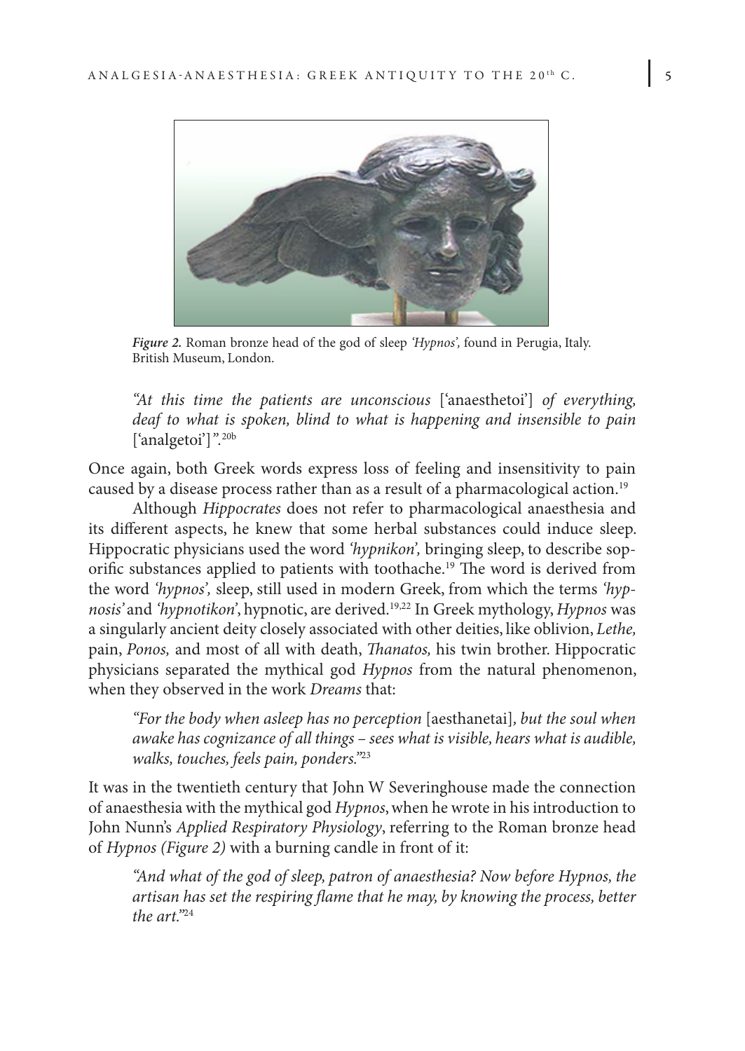*Figure 2.* Roman bronze head of the god of sleep *'Hypnos',* found in Perugia, Italy. British Museum, London.

> *"At this time the patients are unconscious* ['anaesthetoi'] *of everything, deaf to what is spoken, blind to what is happening and insensible to pain* ['analgetoi']*".*[20b]

Once again, both Greek words express loss of feeling and insensitivity to pain caused by a disease process rather than as a result of a pharmacological action.[19]

Although *Hippocrates* does not refer to pharmacological anaesthesia and its different aspects, he knew that some herbal substances could induce sleep. Hippocratic physicians used the word *'hypnikon',* bringing sleep, to describe soporific substances applied to patients with toothache.[19] The word is derived from the word *'hypnos',* sleep, still used in modern Greek, from which the terms *'hypnosis'* and *'hypnotikon'*, hypnotic, are derived.[19,22] In Greek mythology, *Hypnos* was a singularly ancient deity closely associated with other deities, like oblivion, *Lethe,* pain, *Ponos,* and most of all with death, *Thanatos,* his twin brother. Hippocratic physicians separated the mythical god *Hypnos* from the natural phenomenon, when they observed in the work *Dreams* that:

> *"For the body when asleep has no perception* [aesthanetai]*, but the soul when awake has cognizance of all things – sees what is visible, hears what is audible, walks, touches, feels pain, ponders."*[23]

It was in the twentieth century that John W Severinghouse made the connection of anaesthesia with the mythical god *Hypnos*, when he wrote in his introduction to John Nunn's *Applied Respiratory Physiology*, referring to the Roman bronze head of *Hypnos (Figure 2)* with a burning candle in front of it:

> *"And what of the god of sleep, patron of anaesthesia? Now before Hypnos, the artisan has set the respiring flame that he may, by knowing the process, better the art."*[24]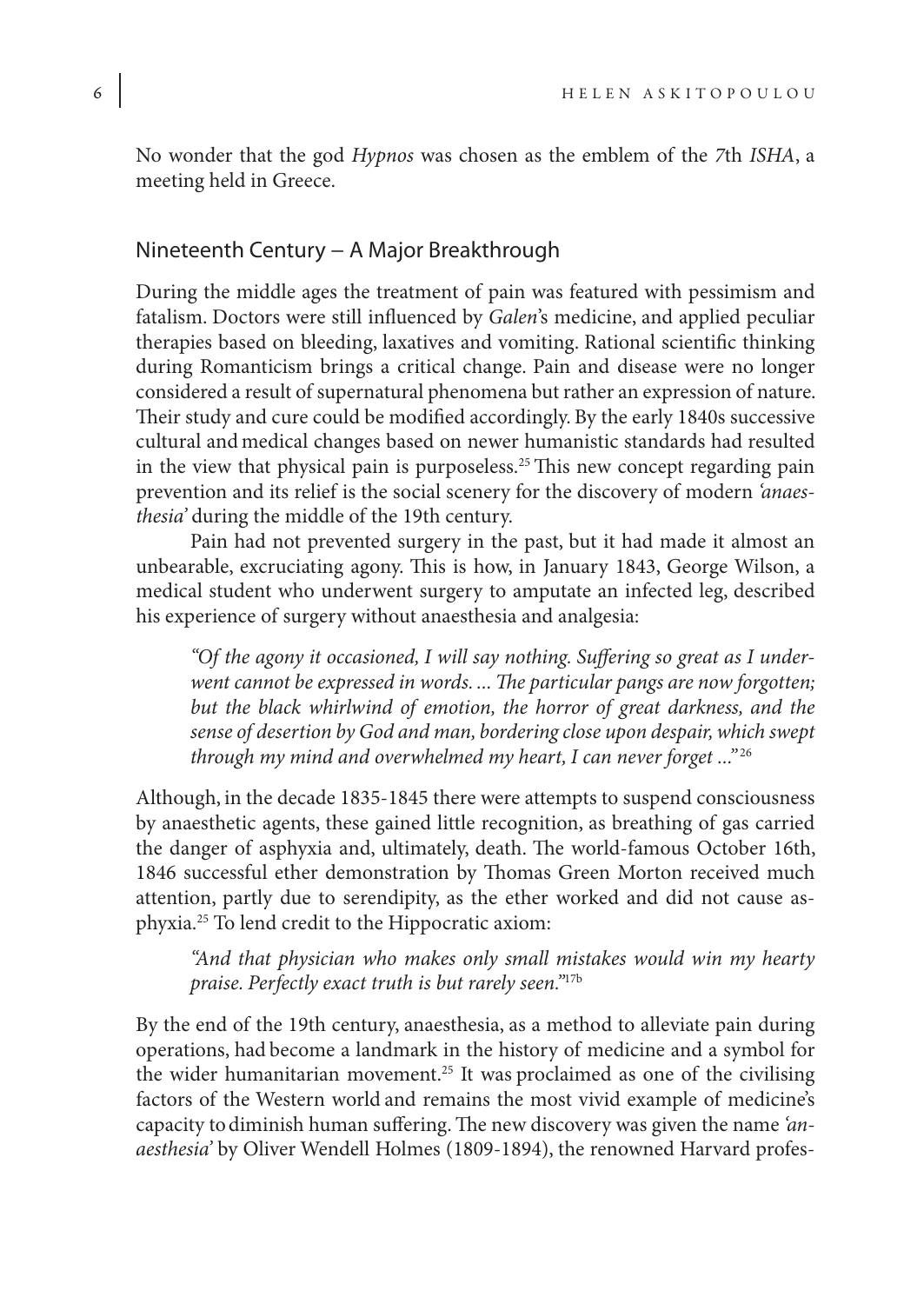No wonder that the god *Hypnos* was chosen as the emblem of the 7th *ISHA*, a meeting held in Greece.

## Nineteenth Century – A Major Breakthrough

During the middle ages the treatment of pain was featured with pessimism and fatalism. Doctors were still influenced by *Galen*'s medicine, and applied peculiar therapies based on bleeding, laxatives and vomiting. Rational scientific thinking during Romanticism brings a critical change. Pain and disease were no longer considered a result of supernatural phenomena but rather an expression of nature. Their study and cure could be modified accordingly. By the early 1840s successive cultural and medical changes based on newer humanistic standards had resulted in the view that physical pain is purposeless.[25] This new concept regarding pain prevention and its relief is the social scenery for the discovery of modern *'anaesthesia'* during the middle of the 19th century.

Pain had not prevented surgery in the past, but it had made it almost an unbearable, excruciating agony. This is how, in January 1843, George Wilson, a medical student who underwent surgery to amputate an infected leg, described his experience of surgery without anaesthesia and analgesia:

> *"Of the agony it occasioned, I will say nothing. Suffering so great as I underwent cannot be expressed in words. ... The particular pangs are now forgotten; but the black whirlwind of emotion, the horror of great darkness, and the sense of desertion by God and man, bordering close upon despair, which swept through my mind and overwhelmed my heart, I can never forget ..."*[26]

Although, in the decade 1835-1845 there were attempts to suspend consciousness by anaesthetic agents, these gained little recognition, as breathing of gas carried the danger of asphyxia and, ultimately, death. The world-famous October 16th, 1846 successful ether demonstration by Thomas Green Morton received much attention, partly due to serendipity, as the ether worked and did not cause asphyxia.[25] To lend credit to the Hippocratic axiom:

> *"And that physician who makes only small mistakes would win my hearty praise. Perfectly exact truth is but rarely seen."*[17b]

By the end of the 19th century, anaesthesia, as a method to alleviate pain during operations, had become a landmark in the history of medicine and a symbol for the wider humanitarian movement.[25] It was proclaimed as one of the civilising factors of the Western world and remains the most vivid example of medicine's capacity to diminish human suffering. The new discovery was given the name *'anaesthesia'* by Oliver Wendell Holmes (1809-1894), the renowned Harvard profes-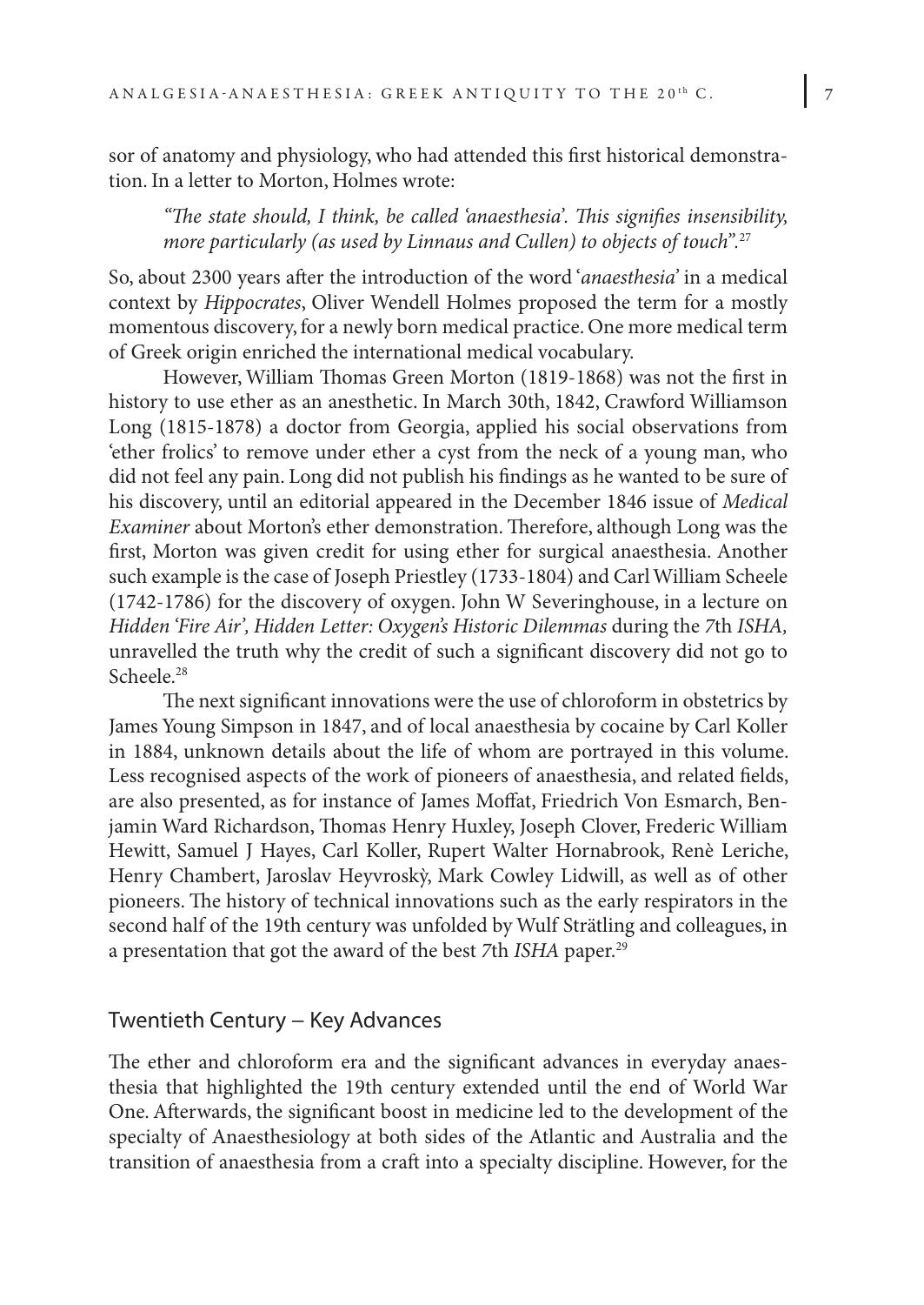sor of anatomy and physiology, who had attended this first historical demonstration. In a letter to Morton, Holmes wrote:

> *"The state should, I think, be called 'anaesthesia'. This signifies insensibility, more particularly (as used by Linnaus and Cullen) to objects of touch"*.[27]

So, about 2300 years after the introduction of the word '*anaesthesia*' in a medical context by *Hippocrates*, Oliver Wendell Holmes proposed the term for a mostly momentous discovery, for a newly born medical practice. One more medical term of Greek origin enriched the international medical vocabulary.

However, William Thomas Green Morton (1819-1868) was not the first in history to use ether as an anesthetic. In March 30th, 1842, Crawford Williamson Long (1815-1878) a doctor from Georgia, applied his social observations from 'ether frolics' to remove under ether a cyst from the neck of a young man, who did not feel any pain. Long did not publish his findings as he wanted to be sure of his discovery, until an editorial appeared in the December 1846 issue of *Medical Examiner* about Morton's ether demonstration. Therefore, although Long was the first, Morton was given credit for using ether for surgical anaesthesia. Another such example is the case of Joseph Priestley (1733-1804) and Carl William Scheele (1742-1786) for the discovery of oxygen. John W Severinghouse, in a lecture on *Hidden 'Fire Air', Hidden Letter: Oxygen's Historic Dilemmas* during the 7th *ISHA,* unravelled the truth why the credit of such a significant discovery did not go to Scheele.[28]

The next significant innovations were the use of chloroform in obstetrics by James Young Simpson in 1847, and of local anaesthesia by cocaine by Carl Koller in 1884, unknown details about the life of whom are portrayed in this volume. Less recognised aspects of the work of pioneers of anaesthesia, and related fields, are also presented, as for instance of James Moffat, Friedrich Von Esmarch, Benjamin Ward Richardson, Thomas Henry Huxley, Joseph Clover, Frederic William Hewitt, Samuel J Hayes, Carl Koller, Rupert Walter Hornabrook, Renè Leriche, Henry Chambert, Jaroslav Heyvroskỳ, Mark Cowley Lidwill, as well as of other pioneers. The history of technical innovations such as the early respirators in the second half of the 19th century was unfolded by Wulf Strätling and colleagues, in a presentation that got the award of the best 7th *ISHA* paper.[29]

## Twentieth Century – Key Advances

The ether and chloroform era and the significant advances in everyday anaesthesia that highlighted the 19th century extended until the end of World War One. Afterwards, the significant boost in medicine led to the development of the specialty of Anaesthesiology at both sides of the Atlantic and Australia and the transition of anaesthesia from a craft into a specialty discipline. However, for the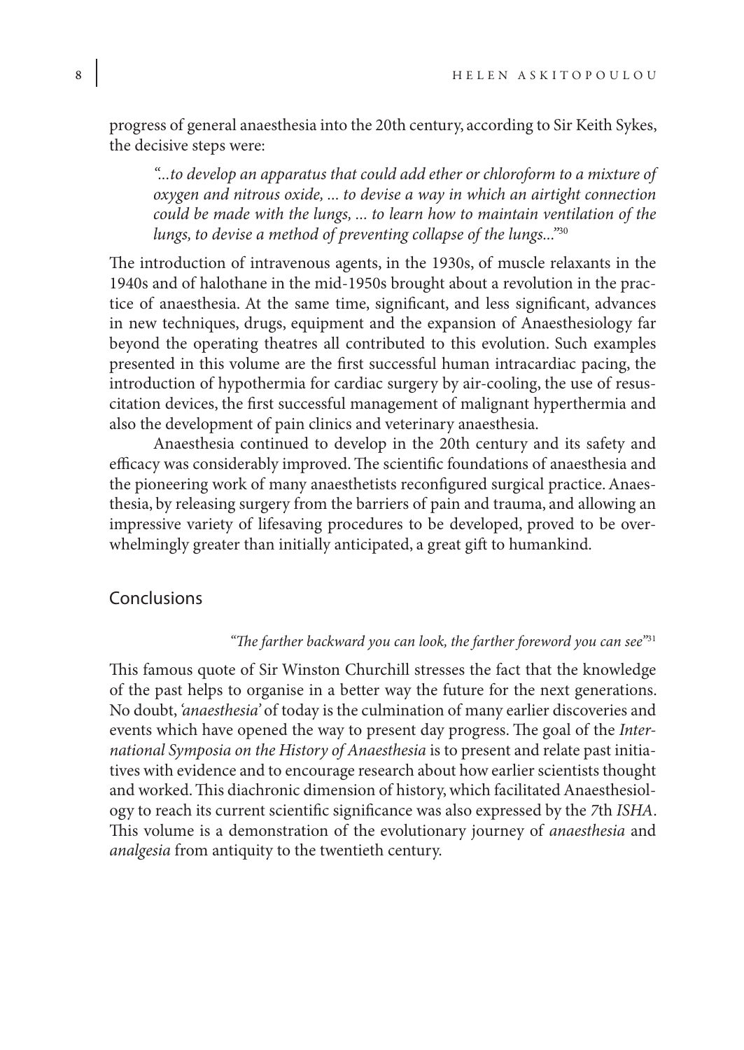progress of general anaesthesia into the 20th century, according to Sir Keith Sykes, the decisive steps were:

> *"...to develop an apparatus that could add ether or chloroform to a mixture of oxygen and nitrous oxide, ... to devise a way in which an airtight connection could be made with the lungs, ... to learn how to maintain ventilation of the lungs, to devise a method of preventing collapse of the lungs..."*[30]

The introduction of intravenous agents, in the 1930s, of muscle relaxants in the 1940s and of halothane in the mid-1950s brought about a revolution in the practice of anaesthesia. At the same time, significant, and less significant, advances in new techniques, drugs, equipment and the expansion of Anaesthesiology far beyond the operating theatres all contributed to this evolution. Such examples presented in this volume are the first successful human intracardiac pacing, the introduction of hypothermia for cardiac surgery by air-cooling, the use of resuscitation devices, the first successful management of malignant hyperthermia and also the development of pain clinics and veterinary anaesthesia.

Anaesthesia continued to develop in the 20th century and its safety and efficacy was considerably improved. The scientific foundations of anaesthesia and the pioneering work of many anaesthetists reconfigured surgical practice. Anaesthesia, by releasing surgery from the barriers of pain and trauma, and allowing an impressive variety of lifesaving procedures to be developed, proved to be overwhelmingly greater than initially anticipated, a great gift to humankind.

## Conclusions

*"The farther backward you can look, the farther foreword you can see"*[31]

This famous quote of Sir Winston Churchill stresses the fact that the knowledge of the past helps to organise in a better way the future for the next generations. No doubt, *'anaesthesia'* of today is the culmination of many earlier discoveries and events which have opened the way to present day progress. The goal of the *International Symposia on the History of Anaesthesia* is to present and relate past initiatives with evidence and to encourage research about how earlier scientists thought and worked. This diachronic dimension of history, which facilitated Anaesthesiology to reach its current scientific significance was also expressed by the *7*th *ISHA*. This volume is a demonstration of the evolutionary journey of *anaesthesia* and *analgesia* from antiquity to the twentieth century.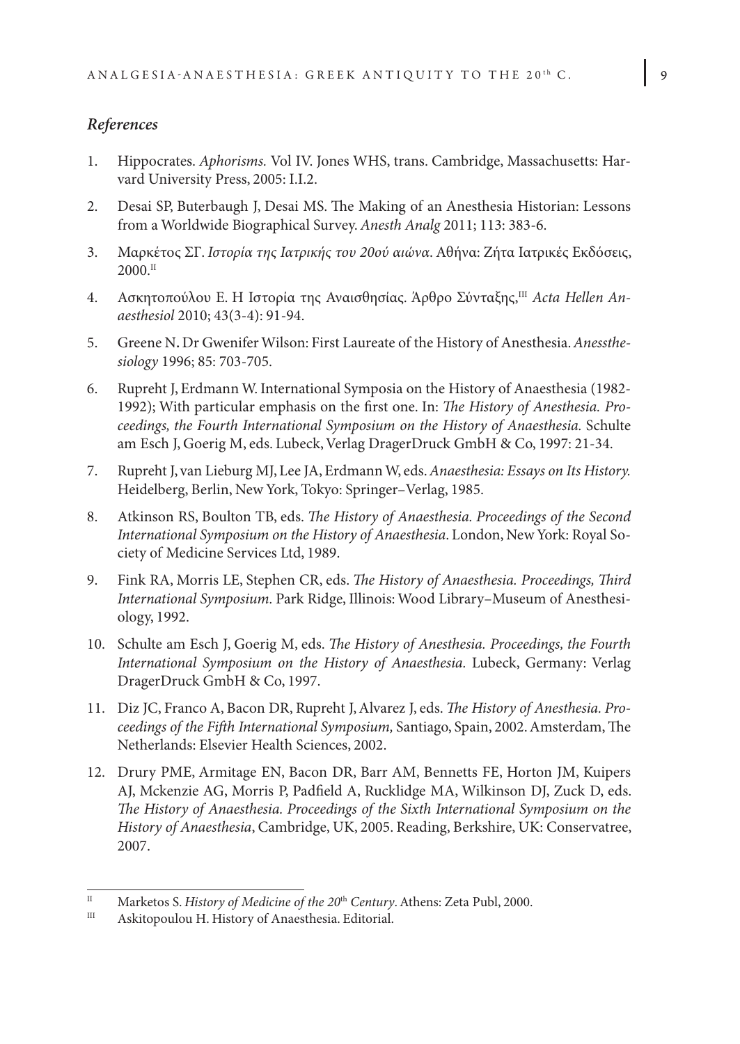### *References*

1. Hippocrates. *Aphorisms.* Vol IV. Jones WHS, trans. Cambridge, Massachusetts: Harvard University Press, 2005: I.I.2.
2. Desai SP, Buterbaugh J, Desai MS. The Making of an Anesthesia Historian: Lessons from a Worldwide Biographical Survey. *Anesth Analg* 2011; 113: 383-6.
3. Μαρκέτος ΣΓ. *Ιστορία της Ιατρικής του 20ού αιώνα*. Αθήνα: Ζήτα Ιατρικές Εκδόσεις, 2000.[II]
4. Ασκητοπούλου Ε. Η Ιστορία της Αναισθησίας. Άρθρο Σύνταξης,[III] *Acta Hellen Anaesthesiol* 2010; 43(3-4): 91-94.
5. Greene N. Dr Gwenifer Wilson: First Laureate of the History of Anesthesia. *Anessthesiology* 1996; 85: 703-705.
6. Rupreht J, Erdmann W. International Symposia on the History of Anaesthesia (1982-1992); With particular emphasis on the first one. In: *The History of Anesthesia. Proceedings, the Fourth International Symposium on the History of Anaesthesia.* Schulte am Esch J, Goerig M, eds. Lubeck, Verlag DragerDruck GmbH & Co, 1997: 21-34.
7. Rupreht J, van Lieburg MJ, Lee JA, Erdmann W, eds. *Anaesthesia: Essays on Its History.* Heidelberg, Berlin, New York, Tokyo: Springer–Verlag, 1985.
8. Atkinson RS, Boulton TB, eds. *The History of Anaesthesia. Proceedings of the Second International Symposium on the History of Anaesthesia*. London, New York: Royal Society of Medicine Services Ltd, 1989.
9. Fink RA, Morris LE, Stephen CR, eds. *The History of Anaesthesia. Proceedings, Third International Symposium.* Park Ridge, Illinois: Wood Library–Museum of Anesthesiology, 1992.
10. Schulte am Esch J, Goerig M, eds. *The History of Anesthesia. Proceedings, the Fourth International Symposium on the History of Anaesthesia.* Lubeck, Germany: Verlag DragerDruck GmbH & Co, 1997.
11. Diz JC, Franco A, Bacon DR, Rupreht J, Alvarez J, eds. *The History of Anesthesia. Proceedings of the Fifth International Symposium,* Santiago, Spain, 2002. Amsterdam, The Netherlands: Elsevier Health Sciences, 2002.
12. Drury PME, Armitage EN, Bacon DR, Barr AM, Bennetts FE, Horton JM, Kuipers AJ, Mckenzie AG, Morris P, Padfield A, Rucklidge MA, Wilkinson DJ, Zuck D, eds. *The History of Anaesthesia. Proceedings of the Sixth International Symposium on the History of Anaesthesia*, Cambridge, UK, 2005. Reading, Berkshire, UK: Conservatree, 2007.

---

[II] Marketos S. *History of Medicine of the 20th Century*. Athens: Zeta Publ, 2000.

[III] Askitopoulou H. History of Anaesthesia. Editorial.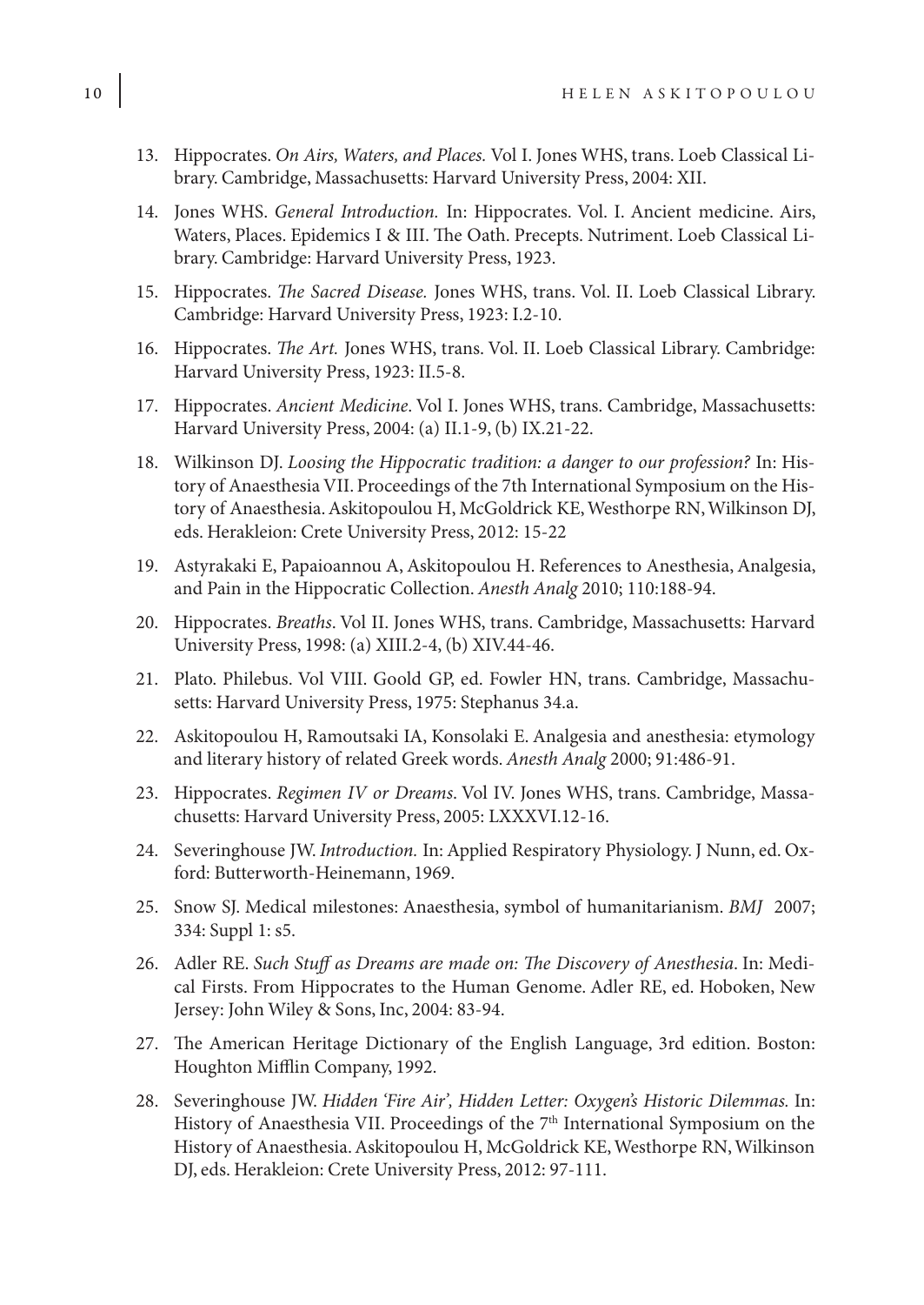13. Hippocrates. *On Airs, Waters, and Places.* Vol I. Jones WHS, trans. Loeb Classical Library. Cambridge, Massachusetts: Harvard University Press, 2004: XII.
14. Jones WHS. *General Introduction.* In: Hippocrates. Vol. I. Ancient medicine. Airs, Waters, Places. Epidemics I & III. The Oath. Precepts. Nutriment. Loeb Classical Library. Cambridge: Harvard University Press, 1923.
15. Hippocrates. *The Sacred Disease.* Jones WHS, trans. Vol. II. Loeb Classical Library. Cambridge: Harvard University Press, 1923: I.2-10.
16. Hippocrates. *The Art.* Jones WHS, trans. Vol. II. Loeb Classical Library. Cambridge: Harvard University Press, 1923: II.5-8.
17. Hippocrates. *Ancient Medicine*. Vol I. Jones WHS, trans. Cambridge, Massachusetts: Harvard University Press, 2004: (a) II.1-9, (b) IX.21-22.
18. Wilkinson DJ. *Loosing the Hippocratic tradition: a danger to our profession?* In: History of Anaesthesia VII. Proceedings of the 7th International Symposium on the History of Anaesthesia. Askitopoulou H, McGoldrick KE, Westhorpe RN, Wilkinson DJ, eds. Herakleion: Crete University Press, 2012: 15-22
19. Astyrakaki E, Papaioannou A, Askitopoulou H. References to Anesthesia, Analgesia, and Pain in the Hippocratic Collection. *Anesth Analg* 2010; 110:188-94.
20. Hippocrates. *Breaths*. Vol II. Jones WHS, trans. Cambridge, Massachusetts: Harvard University Press, 1998: (a) XIII.2-4, (b) XIV.44-46.
21. Plato. Philebus. Vol VIII. Goold GP, ed. Fowler HN, trans. Cambridge, Massachusetts: Harvard University Press, 1975: Stephanus 34.a.
22. Askitopoulou H, Ramoutsaki IA, Konsolaki E. Analgesia and anesthesia: etymology and literary history of related Greek words. *Anesth Analg* 2000; 91:486-91.
23. Hippocrates. *Regimen IV or Dreams*. Vol IV. Jones WHS, trans. Cambridge, Massachusetts: Harvard University Press, 2005: LXXXVI.12-16.
24. Severinghouse JW. *Introduction.* In: Applied Respiratory Physiology. J Nunn, ed. Oxford: Butterworth-Heinemann, 1969.
25. Snow SJ. Medical milestones: Anaesthesia, symbol of humanitarianism. *BMJ* 2007; 334: Suppl 1: s5.
26. Adler RE. *Such Stuff as Dreams are made on: The Discovery of Anesthesia*. In: Medical Firsts. From Hippocrates to the Human Genome. Adler RE, ed. Hoboken, New Jersey: John Wiley & Sons, Inc, 2004: 83-94.
27. The American Heritage Dictionary of the English Language, 3rd edition. Boston: Houghton Mifflin Company, 1992.
28. Severinghouse JW. *Hidden 'Fire Air', Hidden Letter: Oxygen's Historic Dilemmas.* In: History of Anaesthesia VII. Proceedings of the 7th International Symposium on the History of Anaesthesia. Askitopoulou H, McGoldrick KE, Westhorpe RN, Wilkinson DJ, eds. Herakleion: Crete University Press, 2012: 97-111.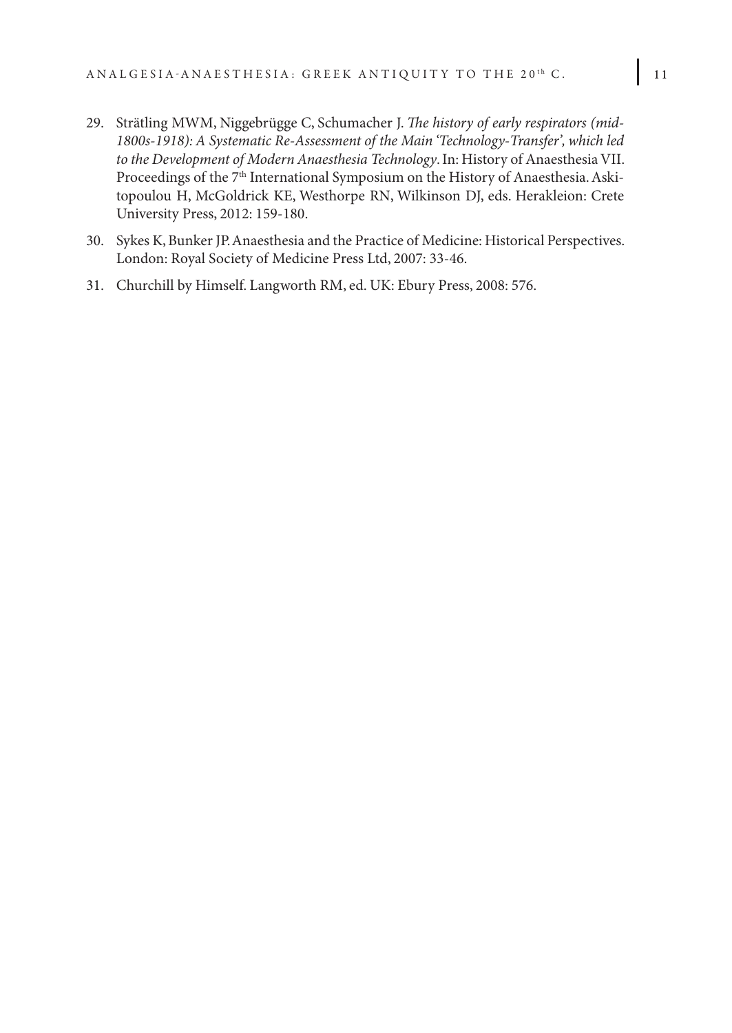29. Strätling MWM, Niggebrügge C, Schumacher J. *The history of early respirators (mid-1800s-1918): A Systematic Re-Assessment of the Main 'Technology-Transfer', which led to the Development of Modern Anaesthesia Technology*. In: History of Anaesthesia VII. Proceedings of the 7th International Symposium on the History of Anaesthesia. Askitopoulou H, McGoldrick KE, Westhorpe RN, Wilkinson DJ, eds. Herakleion: Crete University Press, 2012: 159-180.

30. Sykes K, Bunker JP. Anaesthesia and the Practice of Medicine: Historical Perspectives. London: Royal Society of Medicine Press Ltd, 2007: 33-46.

31. Churchill by Himself. Langworth RM, ed. UK: Ebury Press, 2008: 576.